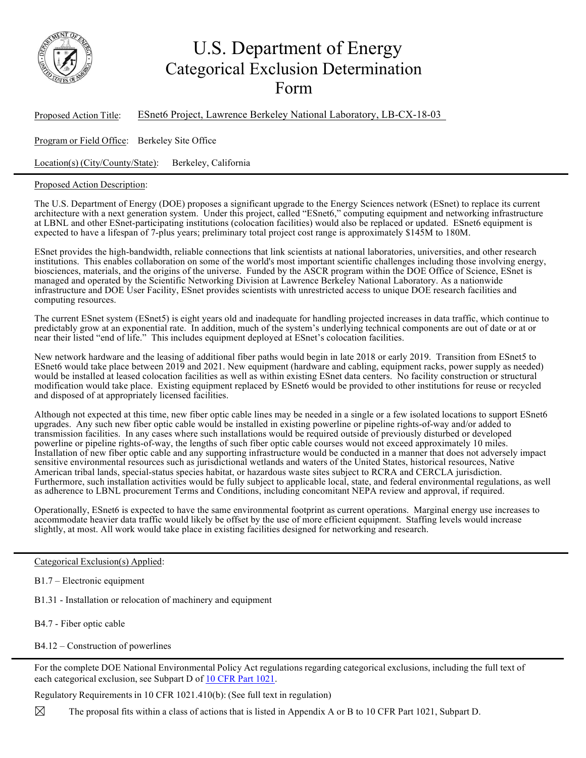# U.S. Department of Energy Categorical Exclusion Determination Form

Proposed Action Title: ESnet6 Project, Lawrence Berkeley National Laboratory, LB-CX-18-03

Program or Field Office: Berkeley Site Office

Location(s) (City/County/State): Berkeley, California

---

Proposed Action Description:

The U.S. Department of Energy (DOE) proposes a significant upgrade to the Energy Sciences network (ESnet) to replace its current architecture with a next generation system. Under this project, called "ESnet6," computing equipment and networking infrastructure at LBNL and other ESnet-participating institutions (colocation facilities) would also be replaced or updated. ESnet6 equipment is expected to have a lifespan of 7-plus years; preliminary total project cost range is approximately $145M to 180M.

ESnet provides the high-bandwidth, reliable connections that link scientists at national laboratories, universities, and other research institutions. This enables collaboration on some of the world's most important scientific challenges including those involving energy, biosciences, materials, and the origins of the universe. Funded by the ASCR program within the DOE Office of Science, ESnet is managed and operated by the Scientific Networking Division at Lawrence Berkeley National Laboratory. As a nationwide infrastructure and DOE User Facility, ESnet provides scientists with unrestricted access to unique DOE research facilities and computing resources.

The current ESnet system (ESnet5) is eight years old and inadequate for handling projected increases in data traffic, which continue to predictably grow at an exponential rate. In addition, much of the system's underlying technical components are out of date or at or near their listed "end of life." This includes equipment deployed at ESnet's colocation facilities.

New network hardware and the leasing of additional fiber paths would begin in late 2018 or early 2019. Transition from ESnet5 to ESnet6 would take place between 2019 and 2021. New equipment (hardware and cabling, equipment racks, power supply as needed) would be installed at leased colocation facilities as well as within existing ESnet data centers. No facility construction or structural modification would take place. Existing equipment replaced by ESnet6 would be provided to other institutions for reuse or recycled and disposed of at appropriately licensed facilities.

Although not expected at this time, new fiber optic cable lines may be needed in a single or a few isolated locations to support ESnet6 upgrades. Any such new fiber optic cable would be installed in existing powerline or pipeline rights-of-way and/or added to transmission facilities. In any cases where such installations would be required outside of previously disturbed or developed powerline or pipeline rights-of-way, the lengths of such fiber optic cable courses would not exceed approximately 10 miles. Installation of new fiber optic cable and any supporting infrastructure would be conducted in a manner that does not adversely impact sensitive environmental resources such as jurisdictional wetlands and waters of the United States, historical resources, Native American tribal lands, special-status species habitat, or hazardous waste sites subject to RCRA and CERCLA jurisdiction. Furthermore, such installation activities would be fully subject to applicable local, state, and federal environmental regulations, as well as adherence to LBNL procurement Terms and Conditions, including concomitant NEPA review and approval, if required.

Operationally, ESnet6 is expected to have the same environmental footprint as current operations. Marginal energy use increases to accommodate heavier data traffic would likely be offset by the use of more efficient equipment. Staffing levels would increase slightly, at most. All work would take place in existing facilities designed for networking and research.

---

Categorical Exclusion(s) Applied:

B1.7 – Electronic equipment

B1.31 - Installation or relocation of machinery and equipment

B4.7 - Fiber optic cable

B4.12 – Construction of powerlines

---

For the complete DOE National Environmental Policy Act regulations regarding categorical exclusions, including the full text of each categorical exclusion, see Subpart D of 10 CFR Part 1021.

Regulatory Requirements in 10 CFR 1021.410(b): (See full text in regulation)

☒ The proposal fits within a class of actions that is listed in Appendix A or B to 10 CFR Part 1021, Subpart D.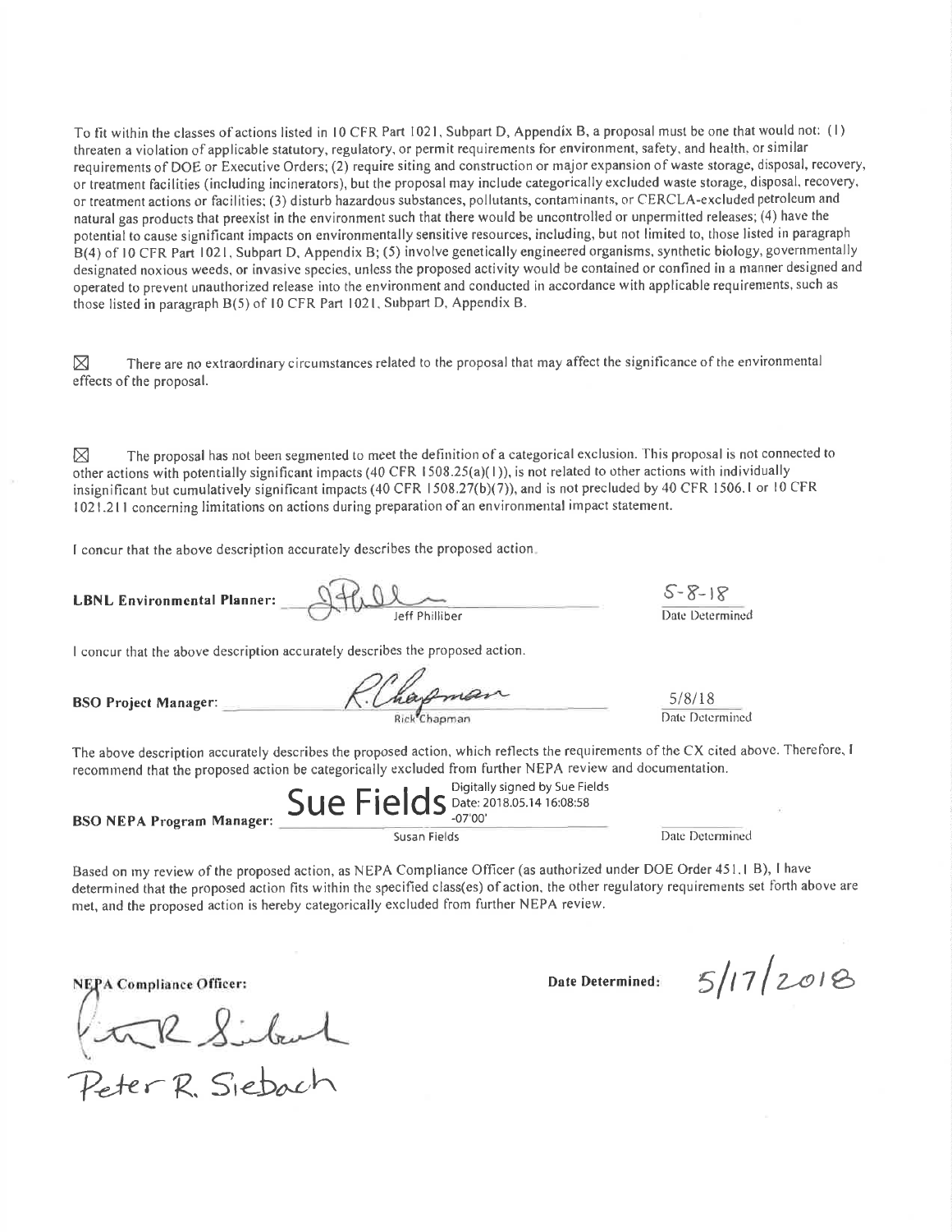To fit within the classes of actions listed in 10 CFR Part 1021, Subpart D, Appendix B, a proposal must be one that would not: (1) threaten a violation of applicable statutory, regulatory, or permit requirements for environment, safety, and health, or similar requirements of DOE or Executive Orders; (2) require siting and construction or major expansion of waste storage, disposal, recovery, or treatment facilities (including incinerators), but the proposal may include categorically excluded waste storage, disposal, recovery, or treatment actions or facilities; (3) disturb hazardous substances, pollutants, contaminants, or CERCLA-excluded petroleum and natural gas products that preexist in the environment such that there would be uncontrolled or unpermitted releases; (4) have the potential to cause significant impacts on environmentally sensitive resources, including, but not limited to, those listed in paragraph B(4) of 10 CFR Part 1021, Subpart D, Appendix B; (5) involve genetically engineered organisms, synthetic biology, governmentally designated noxious weeds, or invasive species, unless the proposed activity would be contained or confined in a manner designed and operated to prevent unauthorized release into the environment and conducted in accordance with applicable requirements, such as those listed in paragraph B(5) of 10 CFR Part 1021, Subpart D, Appendix B.

☒ There are no extraordinary circumstances related to the proposal that may affect the significance of the environmental effects of the proposal.

☒ The proposal has not been segmented to meet the definition of a categorical exclusion. This proposal is not connected to other actions with potentially significant impacts (40 CFR 1508.25(a)(1)), is not related to other actions with individually insignificant but cumulatively significant impacts (40 CFR 1508.27(b)(7)), and is not precluded by 40 CFR 1506.1 or 10 CFR 1021.211 concerning limitations on actions during preparation of an environmental impact statement.

I concur that the above description accurately describes the proposed action.

**LBNL Environmental Planner:** [signature] Jeff Philliber — 5-8-18 Date Determined

I concur that the above description accurately describes the proposed action.

**BSO Project Manager:** [signature] Rick Chapman — 5/8/18 Date Determined

The above description accurately describes the proposed action, which reflects the requirements of the CX cited above. Therefore, I recommend that the proposed action be categorically excluded from further NEPA review and documentation.

**BSO NEPA Program Manager:** Sue Fields (Digitally signed by Sue Fields Date: 2018.05.14 16:08:58 -07'00') Susan Fields — Date Determined

Based on my review of the proposed action, as NEPA Compliance Officer (as authorized under DOE Order 451.1 B), I have determined that the proposed action fits within the specified class(es) of action, the other regulatory requirements set forth above are met, and the proposed action is hereby categorically excluded from further NEPA review.

**NEPA Compliance Officer:** [signature] Peter R. Siebach

**Date Determined:** 5/17/2018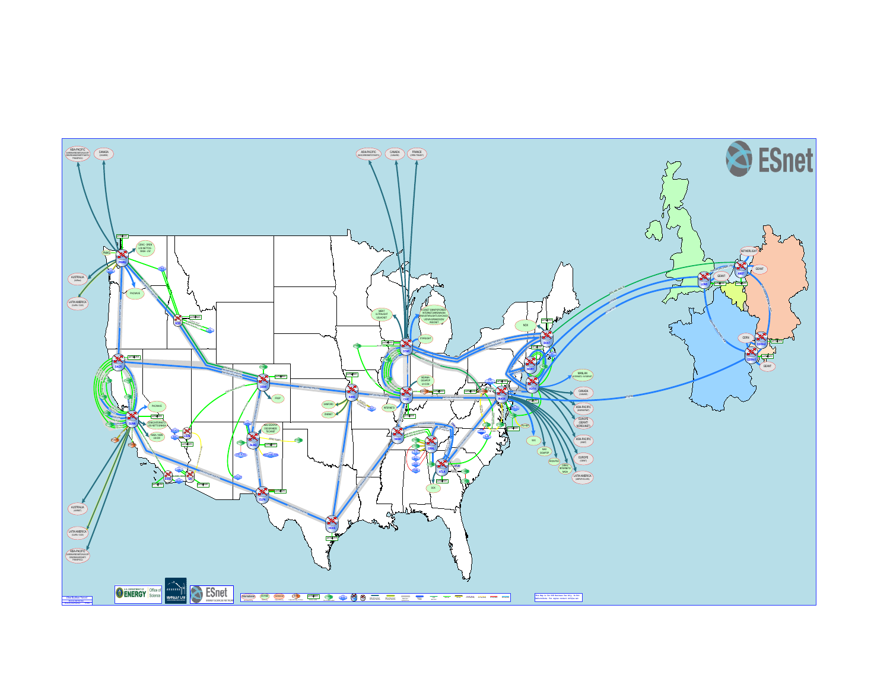ESnet

ASIA-PACIFIC

CANADA (CANARIE)

ASIA-PACIFIC

CANADA (CANARIE)

FRANCE

PNWG

AUSTRALIA

LATIN AMERICA

PACWAVE

BOIS

SACR

SUNN

LSVN

SDSC

ELPA

ALBQ

DENV

FRGP

KANS

HOUS

STAR

STARLIGHT

CHIC

INTERNET2

NASH

ORNL

ATLA

SOX

WASH

WIX

MAX GIGAPOP

AOFA

NEWY

BOST

NOX

MANLAN

CANADA

ASIA-PACIFIC

EUROPE (GEANT, NORDUNET)

EUROPE

LATIN AMERICA

LOND

AMST

NETHERLIGHT

GEANT

CERN

U.S. DEPARTMENT OF ENERGY Office of Science

BERKELEY LAB

ESnet ENERGY SCIENCES NETWORK